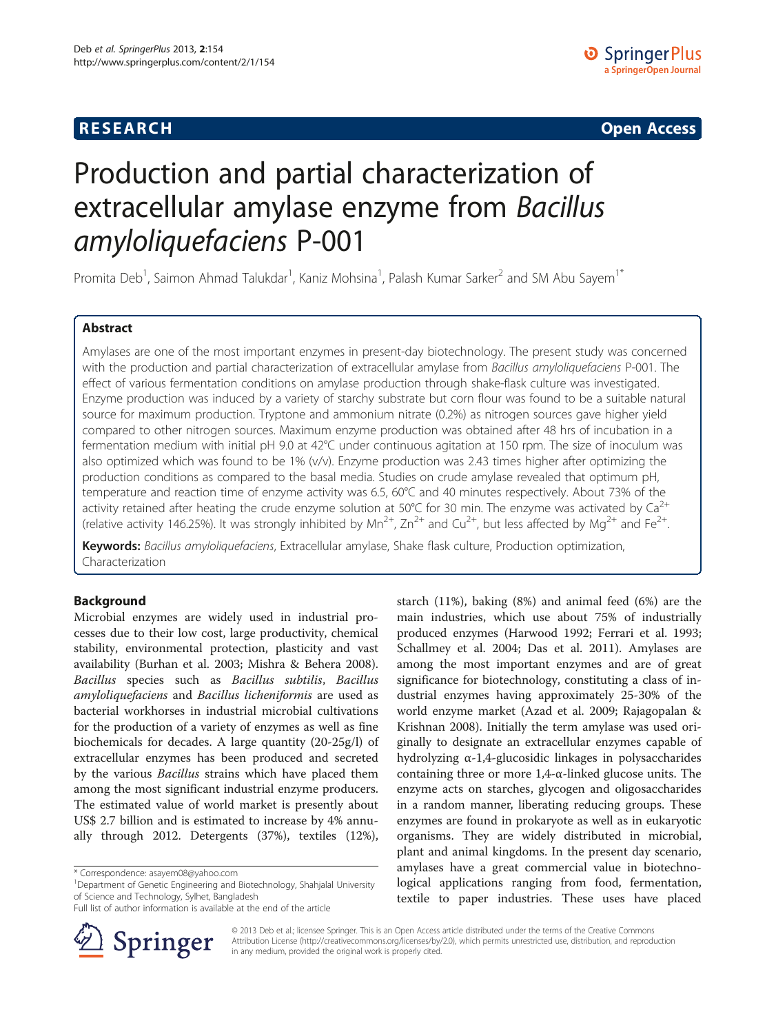# RESEARCH Open Access

# Production and partial characterization of extracellular amylase enzyme from *Bacillus amyloliquefaciens* P-001

Promita Deb[1], Saimon Ahmad Talukdar[1], Kaniz Mohsina[1], Palash Kumar Sarker[2] and SM Abu Sayem[1*]

## Abstract

Amylases are one of the most important enzymes in present-day biotechnology. The present study was concerned with the production and partial characterization of extracellular amylase from *Bacillus amyloliquefaciens* P-001. The effect of various fermentation conditions on amylase production through shake-flask culture was investigated. Enzyme production was induced by a variety of starchy substrate but corn flour was found to be a suitable natural source for maximum production. Tryptone and ammonium nitrate (0.2%) as nitrogen sources gave higher yield compared to other nitrogen sources. Maximum enzyme production was obtained after 48 hrs of incubation in a fermentation medium with initial pH 9.0 at 42°C under continuous agitation at 150 rpm. The size of inoculum was also optimized which was found to be 1% (v/v). Enzyme production was 2.43 times higher after optimizing the production conditions as compared to the basal media. Studies on crude amylase revealed that optimum pH, temperature and reaction time of enzyme activity was 6.5, 60°C and 40 minutes respectively. About 73% of the activity retained after heating the crude enzyme solution at 50°C for 30 min. The enzyme was activated by $Ca^{2+}$ (relative activity 146.25%). It was strongly inhibited by $Mn^{2+}$, $Zn^{2+}$ and $Cu^{2+}$, but less affected by $Mg^{2+}$ and $Fe^{2+}$.

**Keywords:** *Bacillus amyloliquefaciens*, Extracellular amylase, Shake flask culture, Production optimization, Characterization

## Background

Microbial enzymes are widely used in industrial processes due to their low cost, large productivity, chemical stability, environmental protection, plasticity and vast availability (Burhan et al. 2003; Mishra & Behera 2008). *Bacillus* species such as *Bacillus subtilis*, *Bacillus amyloliquefaciens* and *Bacillus licheniformis* are used as bacterial workhorses in industrial microbial cultivations for the production of a variety of enzymes as well as fine biochemicals for decades. A large quantity (20-25g/l) of extracellular enzymes has been produced and secreted by the various *Bacillus* strains which have placed them among the most significant industrial enzyme producers. The estimated value of world market is presently about US$ 2.7 billion and is estimated to increase by 4% annually through 2012. Detergents (37%), textiles (12%), starch (11%), baking (8%) and animal feed (6%) are the main industries, which use about 75% of industrially produced enzymes (Harwood 1992; Ferrari et al. 1993; Schallmey et al. 2004; Das et al. 2011). Amylases are among the most important enzymes and are of great significance for biotechnology, constituting a class of industrial enzymes having approximately 25-30% of the world enzyme market (Azad et al. 2009; Rajagopalan & Krishnan 2008). Initially the term amylase was used originally to designate an extracellular enzymes capable of hydrolyzing α-1,4-glucosidic linkages in polysaccharides containing three or more 1,4-α-linked glucose units. The enzyme acts on starches, glycogen and oligosaccharides in a random manner, liberating reducing groups. These enzymes are found in prokaryote as well as in eukaryotic organisms. They are widely distributed in microbial, plant and animal kingdoms. In the present day scenario, amylases have a great commercial value in biotechnological applications ranging from food, fermentation, textile to paper industries. These uses have placed

\* Correspondence: asayem08@yahoo.com
[1]Department of Genetic Engineering and Biotechnology, Shahjalal University of Science and Technology, Sylhet, Bangladesh
Full list of author information is available at the end of the article

© 2013 Deb et al.; licensee Springer. This is an Open Access article distributed under the terms of the Creative Commons Attribution License (http://creativecommons.org/licenses/by/2.0), which permits unrestricted use, distribution, and reproduction in any medium, provided the original work is properly cited.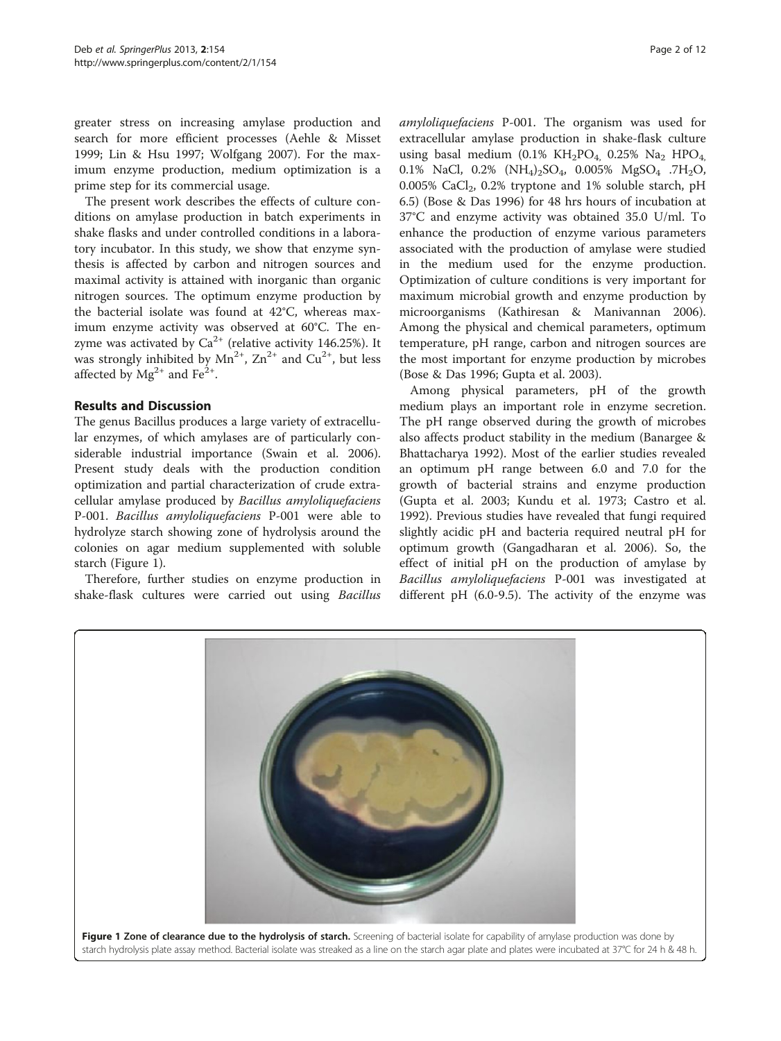greater stress on increasing amylase production and search for more efficient processes (Aehle & Misset 1999; Lin & Hsu 1997; Wolfgang 2007). For the maximum enzyme production, medium optimization is a prime step for its commercial usage.

The present work describes the effects of culture conditions on amylase production in batch experiments in shake flasks and under controlled conditions in a laboratory incubator. In this study, we show that enzyme synthesis is affected by carbon and nitrogen sources and maximal activity is attained with inorganic than organic nitrogen sources. The optimum enzyme production by the bacterial isolate was found at 42°C, whereas maximum enzyme activity was observed at 60°C. The enzyme was activated by $Ca^{2+}$ (relative activity 146.25%). It was strongly inhibited by $Mn^{2+}$, $Zn^{2+}$ and $Cu^{2+}$, but less affected by $Mg^{2+}$ and $Fe^{2+}$.

## Results and Discussion

The genus Bacillus produces a large variety of extracellular enzymes, of which amylases are of particularly considerable industrial importance (Swain et al. 2006). Present study deals with the production condition optimization and partial characterization of crude extracellular amylase produced by *Bacillus amyloliquefaciens* P-001. *Bacillus amyloliquefaciens* P-001 were able to hydrolyze starch showing zone of hydrolysis around the colonies on agar medium supplemented with soluble starch (Figure 1).

Therefore, further studies on enzyme production in shake-flask cultures were carried out using *Bacillus amyloliquefaciens* P-001. The organism was used for extracellular amylase production in shake-flask culture using basal medium (0.1% $KH_2PO_4$, 0.25% $Na_2$ $HPO_4$, 0.1% NaCl, 0.2% $(NH_4)_2SO_4$, 0.005% $MgSO_4$ $.7H_2O$, 0.005% $CaCl_2$, 0.2% tryptone and 1% soluble starch, pH 6.5) (Bose & Das 1996) for 48 hrs hours of incubation at 37°C and enzyme activity was obtained 35.0 U/ml. To enhance the production of enzyme various parameters associated with the production of amylase were studied in the medium used for the enzyme production. Optimization of culture conditions is very important for maximum microbial growth and enzyme production by microorganisms (Kathiresan & Manivannan 2006). Among the physical and chemical parameters, optimum temperature, pH range, carbon and nitrogen sources are the most important for enzyme production by microbes (Bose & Das 1996; Gupta et al. 2003).

Among physical parameters, pH of the growth medium plays an important role in enzyme secretion. The pH range observed during the growth of microbes also affects product stability in the medium (Banargee & Bhattacharya 1992). Most of the earlier studies revealed an optimum pH range between 6.0 and 7.0 for the growth of bacterial strains and enzyme production (Gupta et al. 2003; Kundu et al. 1973; Castro et al. 1992). Previous studies have revealed that fungi required slightly acidic pH and bacteria required neutral pH for optimum growth (Gangadharan et al. 2006). So, the effect of initial pH on the production of amylase by *Bacillus amyloliquefaciens* P-001 was investigated at different pH (6.0-9.5). The activity of the enzyme was

**Figure 1 Zone of clearance due to the hydrolysis of starch.** Screening of bacterial isolate for capability of amylase production was done by starch hydrolysis plate assay method. Bacterial isolate was streaked as a line on the starch agar plate and plates were incubated at 37°C for 24 h & 48 h.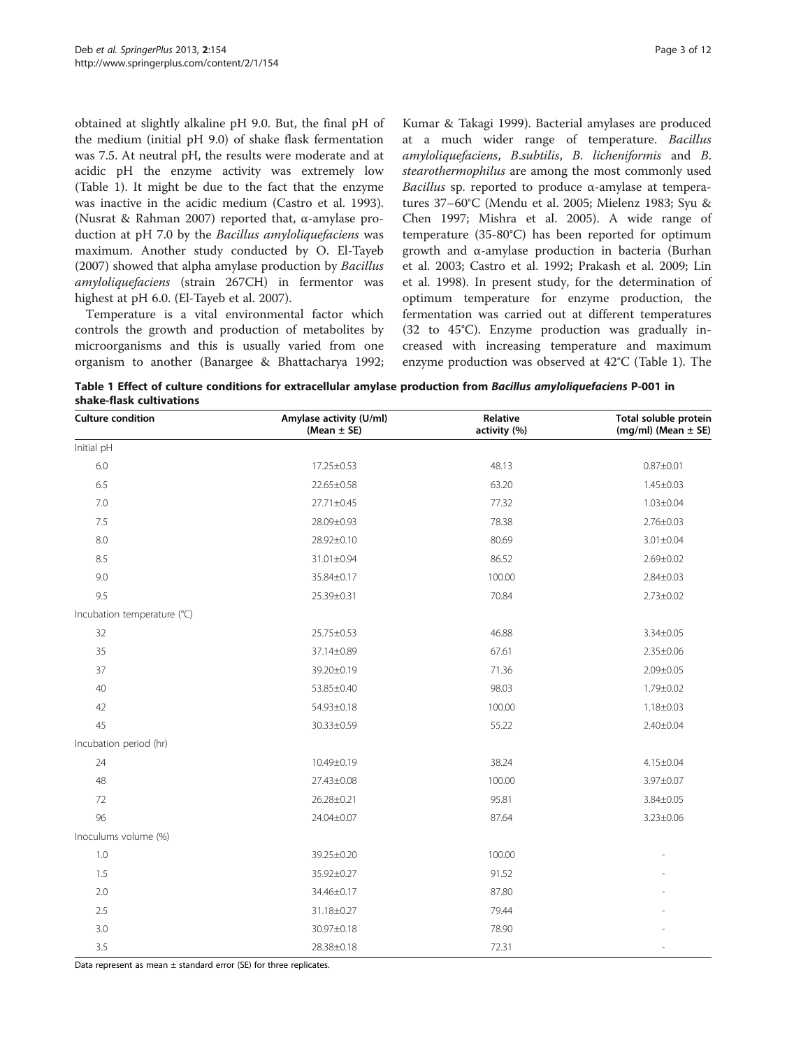obtained at slightly alkaline pH 9.0. But, the final pH of the medium (initial pH 9.0) of shake flask fermentation was 7.5. At neutral pH, the results were moderate and at acidic pH the enzyme activity was extremely low (Table 1). It might be due to the fact that the enzyme was inactive in the acidic medium (Castro et al. 1993). (Nusrat & Rahman 2007) reported that, α-amylase production at pH 7.0 by the *Bacillus amyloliquefaciens* was maximum. Another study conducted by O. El-Tayeb (2007) showed that alpha amylase production by *Bacillus amyloliquefaciens* (strain 267CH) in fermentor was highest at pH 6.0. (El-Tayeb et al. 2007).

Temperature is a vital environmental factor which controls the growth and production of metabolites by microorganisms and this is usually varied from one organism to another (Banargee & Bhattacharya 1992; Kumar & Takagi 1999). Bacterial amylases are produced at a much wider range of temperature. *Bacillus amyloliquefaciens*, *B.subtilis*, *B. licheniformis* and *B. stearothermophilus* are among the most commonly used *Bacillus* sp. reported to produce α-amylase at temperatures 37–60°C (Mendu et al. 2005; Mielenz 1983; Syu & Chen 1997; Mishra et al. 2005). A wide range of temperature (35-80°C) has been reported for optimum growth and α-amylase production in bacteria (Burhan et al. 2003; Castro et al. 1992; Prakash et al. 2009; Lin et al. 1998). In present study, for the determination of optimum temperature for enzyme production, the fermentation was carried out at different temperatures (32 to 45°C). Enzyme production was gradually increased with increasing temperature and maximum enzyme production was observed at 42°C (Table 1). The

**Table 1 Effect of culture conditions for extracellular amylase production from *Bacillus amyloliquefaciens* P-001 in shake-flask cultivations**

| Culture condition | Amylase activity (U/ml) (Mean ± SE) | Relative activity (%) | Total soluble protein (mg/ml) (Mean ± SE) |
|---|---|---|---|
| Initial pH | | | |
| 6.0 | 17.25±0.53 | 48.13 | 0.87±0.01 |
| 6.5 | 22.65±0.58 | 63.20 | 1.45±0.03 |
| 7.0 | 27.71±0.45 | 77.32 | 1.03±0.04 |
| 7.5 | 28.09±0.93 | 78.38 | 2.76±0.03 |
| 8.0 | 28.92±0.10 | 80.69 | 3.01±0.04 |
| 8.5 | 31.01±0.94 | 86.52 | 2.69±0.02 |
| 9.0 | 35.84±0.17 | 100.00 | 2.84±0.03 |
| 9.5 | 25.39±0.31 | 70.84 | 2.73±0.02 |
| Incubation temperature (°C) | | | |
| 32 | 25.75±0.53 | 46.88 | 3.34±0.05 |
| 35 | 37.14±0.89 | 67.61 | 2.35±0.06 |
| 37 | 39.20±0.19 | 71.36 | 2.09±0.05 |
| 40 | 53.85±0.40 | 98.03 | 1.79±0.02 |
| 42 | 54.93±0.18 | 100.00 | 1.18±0.03 |
| 45 | 30.33±0.59 | 55.22 | 2.40±0.04 |
| Incubation period (hr) | | | |
| 24 | 10.49±0.19 | 38.24 | 4.15±0.04 |
| 48 | 27.43±0.08 | 100.00 | 3.97±0.07 |
| 72 | 26.28±0.21 | 95.81 | 3.84±0.05 |
| 96 | 24.04±0.07 | 87.64 | 3.23±0.06 |
| Inoculums volume (%) | | | |
| 1.0 | 39.25±0.20 | 100.00 | - |
| 1.5 | 35.92±0.27 | 91.52 | - |
| 2.0 | 34.46±0.17 | 87.80 | - |
| 2.5 | 31.18±0.27 | 79.44 | - |
| 3.0 | 30.97±0.18 | 78.90 | - |
| 3.5 | 28.38±0.18 | 72.31 | - |

Data represent as mean ± standard error (SE) for three replicates.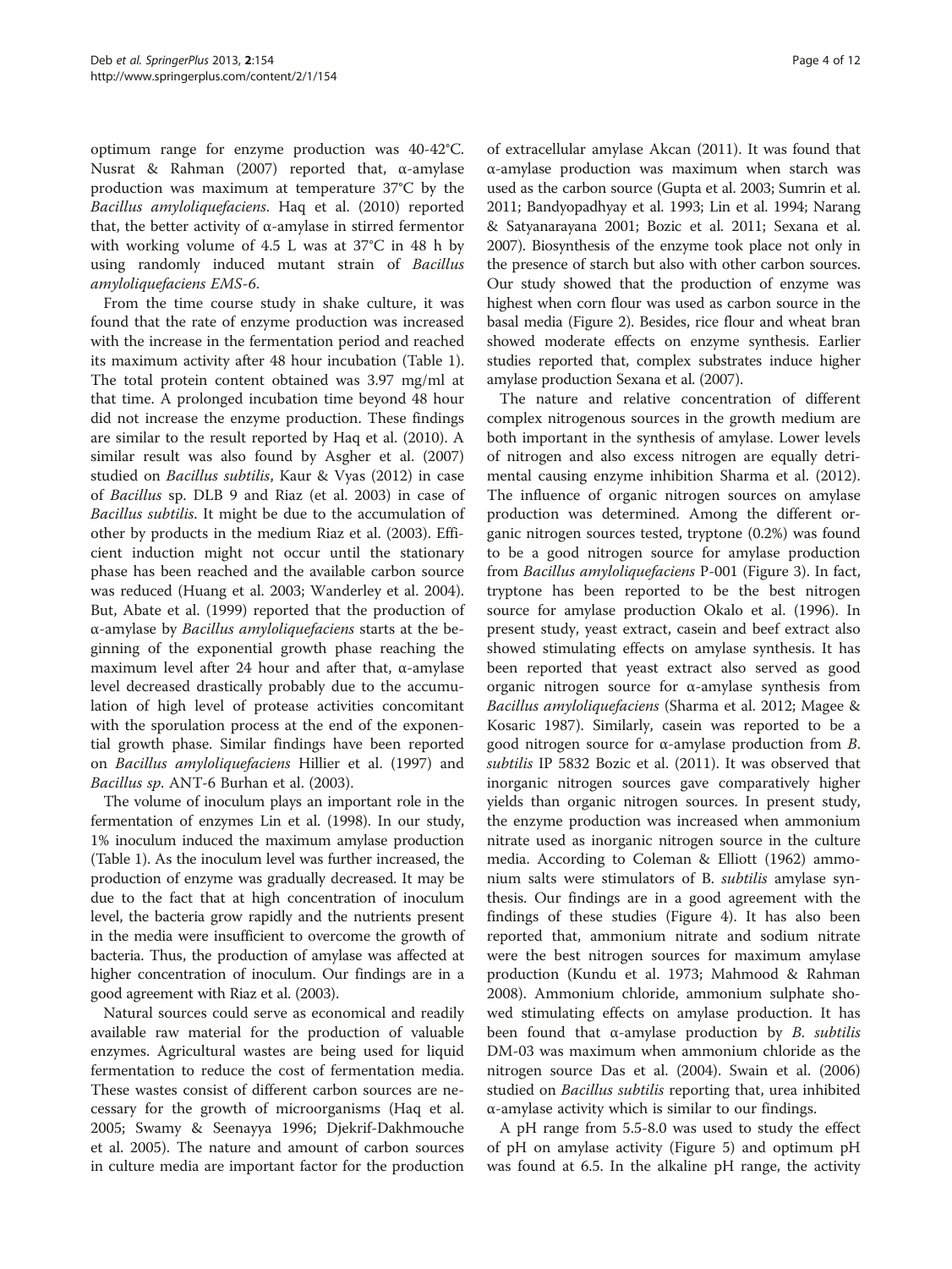optimum range for enzyme production was 40-42°C. Nusrat & Rahman (2007) reported that, α-amylase production was maximum at temperature 37°C by the *Bacillus amyloliquefaciens*. Haq et al. (2010) reported that, the better activity of α-amylase in stirred fermentor with working volume of 4.5 L was at 37°C in 48 h by using randomly induced mutant strain of *Bacillus amyloliquefaciens EMS-6*.

From the time course study in shake culture, it was found that the rate of enzyme production was increased with the increase in the fermentation period and reached its maximum activity after 48 hour incubation (Table 1). The total protein content obtained was 3.97 mg/ml at that time. A prolonged incubation time beyond 48 hour did not increase the enzyme production. These findings are similar to the result reported by Haq et al. (2010). A similar result was also found by Asgher et al. (2007) studied on *Bacillus subtilis*, Kaur & Vyas (2012) in case of *Bacillus* sp. DLB 9 and Riaz (et al. 2003) in case of *Bacillus subtilis*. It might be due to the accumulation of other by products in the medium Riaz et al. (2003). Efficient induction might not occur until the stationary phase has been reached and the available carbon source was reduced (Huang et al. 2003; Wanderley et al. 2004). But, Abate et al. (1999) reported that the production of α-amylase by *Bacillus amyloliquefaciens* starts at the beginning of the exponential growth phase reaching the maximum level after 24 hour and after that, α-amylase level decreased drastically probably due to the accumulation of high level of protease activities concomitant with the sporulation process at the end of the exponential growth phase. Similar findings have been reported on *Bacillus amyloliquefaciens* Hillier et al. (1997) and *Bacillus sp.* ANT-6 Burhan et al. (2003).

The volume of inoculum plays an important role in the fermentation of enzymes Lin et al. (1998). In our study, 1% inoculum induced the maximum amylase production (Table 1). As the inoculum level was further increased, the production of enzyme was gradually decreased. It may be due to the fact that at high concentration of inoculum level, the bacteria grow rapidly and the nutrients present in the media were insufficient to overcome the growth of bacteria. Thus, the production of amylase was affected at higher concentration of inoculum. Our findings are in a good agreement with Riaz et al. (2003).

Natural sources could serve as economical and readily available raw material for the production of valuable enzymes. Agricultural wastes are being used for liquid fermentation to reduce the cost of fermentation media. These wastes consist of different carbon sources are necessary for the growth of microorganisms (Haq et al. 2005; Swamy & Seenayya 1996; Djekrif-Dakhmouche et al. 2005). The nature and amount of carbon sources in culture media are important factor for the production of extracellular amylase Akcan (2011). It was found that α-amylase production was maximum when starch was used as the carbon source (Gupta et al. 2003; Sumrin et al. 2011; Bandyopadhyay et al. 1993; Lin et al. 1994; Narang & Satyanarayana 2001; Bozic et al. 2011; Sexana et al. 2007). Biosynthesis of the enzyme took place not only in the presence of starch but also with other carbon sources. Our study showed that the production of enzyme was highest when corn flour was used as carbon source in the basal media (Figure 2). Besides, rice flour and wheat bran showed moderate effects on enzyme synthesis. Earlier studies reported that, complex substrates induce higher amylase production Sexana et al. (2007).

The nature and relative concentration of different complex nitrogenous sources in the growth medium are both important in the synthesis of amylase. Lower levels of nitrogen and also excess nitrogen are equally detrimental causing enzyme inhibition Sharma et al. (2012). The influence of organic nitrogen sources on amylase production was determined. Among the different organic nitrogen sources tested, tryptone (0.2%) was found to be a good nitrogen source for amylase production from *Bacillus amyloliquefaciens* P-001 (Figure 3). In fact, tryptone has been reported to be the best nitrogen source for amylase production Okalo et al. (1996). In present study, yeast extract, casein and beef extract also showed stimulating effects on amylase synthesis. It has been reported that yeast extract also served as good organic nitrogen source for α-amylase synthesis from *Bacillus amyloliquefaciens* (Sharma et al. 2012; Magee & Kosaric 1987). Similarly, casein was reported to be a good nitrogen source for α-amylase production from *B. subtilis* IP 5832 Bozic et al. (2011). It was observed that inorganic nitrogen sources gave comparatively higher yields than organic nitrogen sources. In present study, the enzyme production was increased when ammonium nitrate used as inorganic nitrogen source in the culture media. According to Coleman & Elliott (1962) ammonium salts were stimulators of B. *subtilis* amylase synthesis. Our findings are in a good agreement with the findings of these studies (Figure 4). It has also been reported that, ammonium nitrate and sodium nitrate were the best nitrogen sources for maximum amylase production (Kundu et al. 1973; Mahmood & Rahman 2008). Ammonium chloride, ammonium sulphate showed stimulating effects on amylase production. It has been found that α-amylase production by *B. subtilis* DM-03 was maximum when ammonium chloride as the nitrogen source Das et al. (2004). Swain et al. (2006) studied on *Bacillus subtilis* reporting that, urea inhibited α-amylase activity which is similar to our findings.

A pH range from 5.5-8.0 was used to study the effect of pH on amylase activity (Figure 5) and optimum pH was found at 6.5. In the alkaline pH range, the activity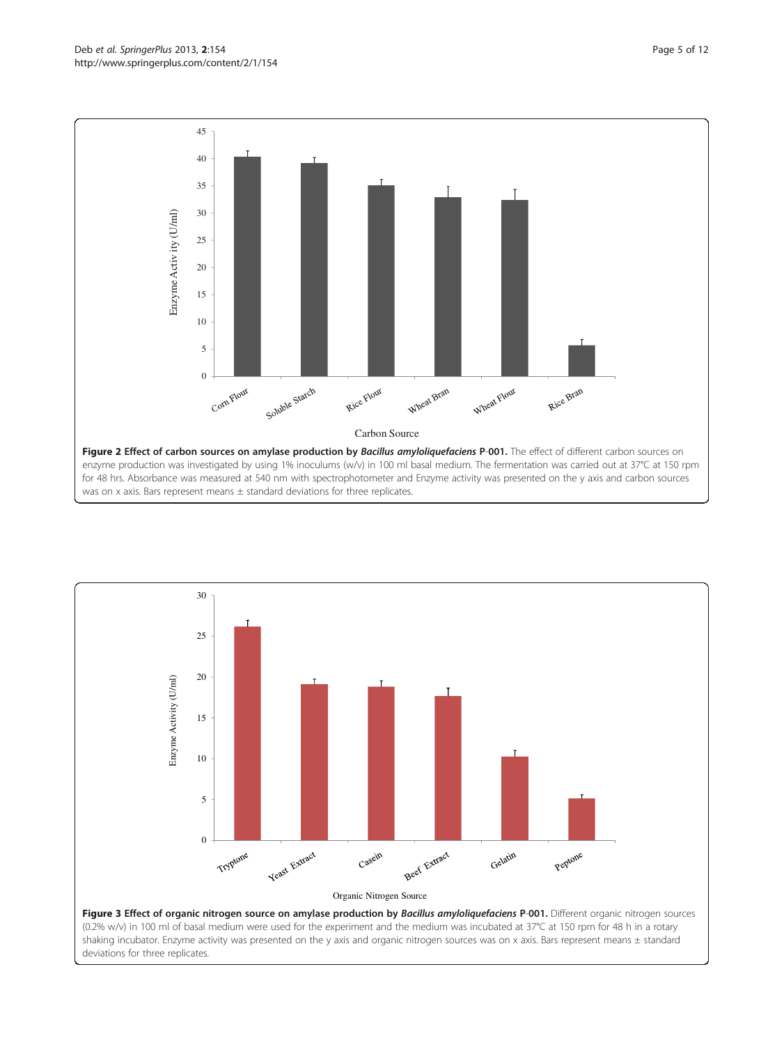**Figure 2 Effect of carbon sources on amylase production by *Bacillus amyloliquefaciens* P-001.** The effect of different carbon sources on enzyme production was investigated by using 1% inoculums (w/v) in 100 ml basal medium. The fermentation was carried out at 37°C at 150 rpm for 48 hrs. Absorbance was measured at 540 nm with spectrophotometer and Enzyme activity was presented on the y axis and carbon sources was on x axis. Bars represent means ± standard deviations for three replicates.

**Figure 3 Effect of organic nitrogen source on amylase production by *Bacillus amyloliquefaciens* P-001.** Different organic nitrogen sources (0.2% w/v) in 100 ml of basal medium were used for the experiment and the medium was incubated at 37°C at 150 rpm for 48 h in a rotary shaking incubator. Enzyme activity was presented on the y axis and organic nitrogen sources was on x axis. Bars represent means ± standard deviations for three replicates.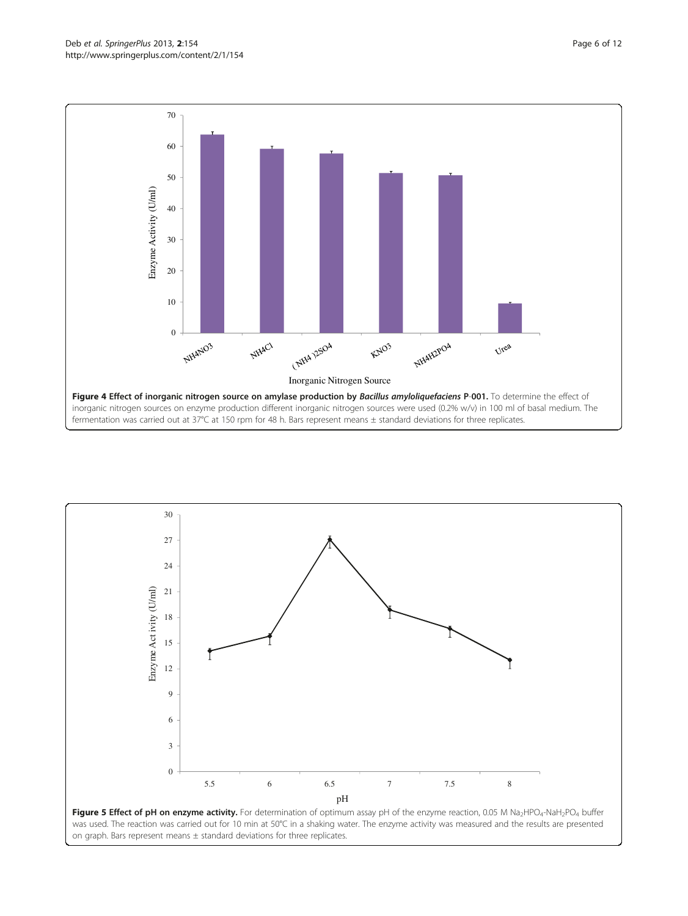**Figure 4 Effect of inorganic nitrogen source on amylase production by *Bacillus amyloliquefaciens* P-001.** To determine the effect of inorganic nitrogen sources on enzyme production different inorganic nitrogen sources were used (0.2% w/v) in 100 ml of basal medium. The fermentation was carried out at 37°C at 150 rpm for 48 h. Bars represent means ± standard deviations for three replicates.

**Figure 5 Effect of pH on enzyme activity.** For determination of optimum assay pH of the enzyme reaction, 0.05 M $Na_2HPO_4$-$NaH_2PO_4$ buffer was used. The reaction was carried out for 10 min at 50°C in a shaking water. The enzyme activity was measured and the results are presented on graph. Bars represent means ± standard deviations for three replicates.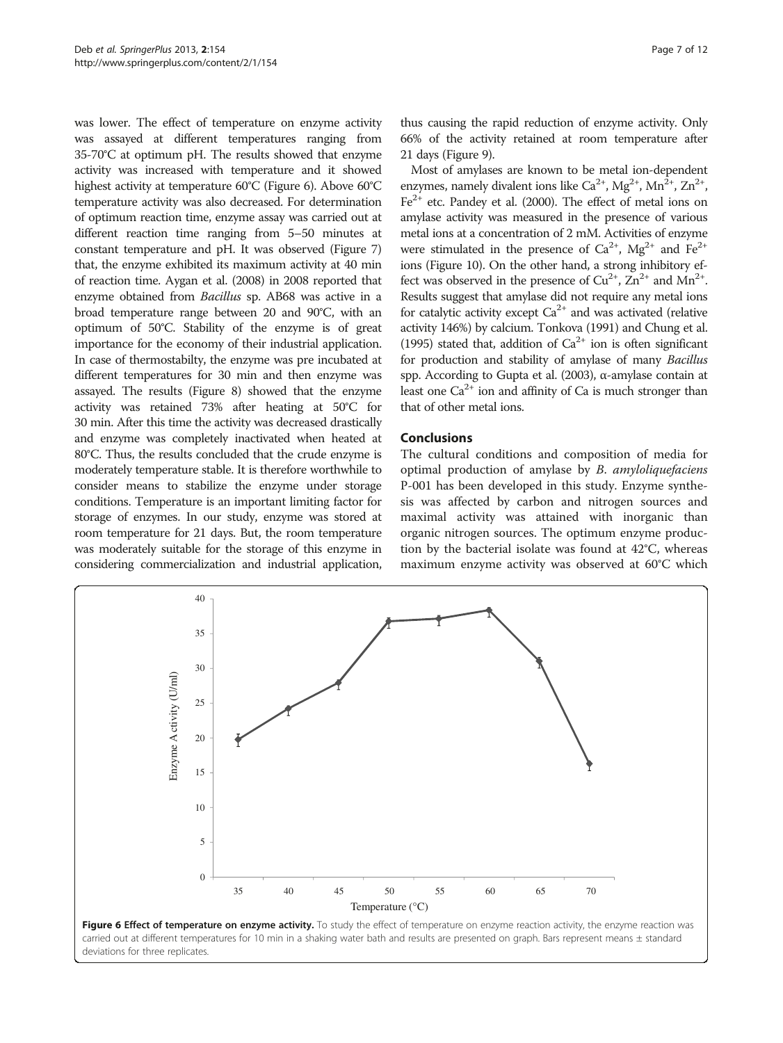was lower. The effect of temperature on enzyme activity was assayed at different temperatures ranging from 35-70°C at optimum pH. The results showed that enzyme activity was increased with temperature and it showed highest activity at temperature 60°C (Figure 6). Above 60°C temperature activity was also decreased. For determination of optimum reaction time, enzyme assay was carried out at different reaction time ranging from 5–50 minutes at constant temperature and pH. It was observed (Figure 7) that, the enzyme exhibited its maximum activity at 40 min of reaction time. Aygan et al. (2008) in 2008 reported that enzyme obtained from *Bacillus* sp. AB68 was active in a broad temperature range between 20 and 90°C, with an optimum of 50°C. Stability of the enzyme is of great importance for the economy of their industrial application. In case of thermostabilty, the enzyme was pre incubated at different temperatures for 30 min and then enzyme was assayed. The results (Figure 8) showed that the enzyme activity was retained 73% after heating at 50°C for 30 min. After this time the activity was decreased drastically and enzyme was completely inactivated when heated at 80°C. Thus, the results concluded that the crude enzyme is moderately temperature stable. It is therefore worthwhile to consider means to stabilize the enzyme under storage conditions. Temperature is an important limiting factor for storage of enzymes. In our study, enzyme was stored at room temperature for 21 days. But, the room temperature was moderately suitable for the storage of this enzyme in considering commercialization and industrial application, thus causing the rapid reduction of enzyme activity. Only 66% of the activity retained at room temperature after 21 days (Figure 9).

Most of amylases are known to be metal ion-dependent enzymes, namely divalent ions like $Ca^{2+}$, $Mg^{2+}$, $Mn^{2+}$, $Zn^{2+}$, $Fe^{2+}$ etc. Pandey et al. (2000). The effect of metal ions on amylase activity was measured in the presence of various metal ions at a concentration of 2 mM. Activities of enzyme were stimulated in the presence of $Ca^{2+}$, $Mg^{2+}$ and $Fe^{2+}$ ions (Figure 10). On the other hand, a strong inhibitory effect was observed in the presence of $Cu^{2+}$, $Zn^{2+}$ and $Mn^{2+}$. Results suggest that amylase did not require any metal ions for catalytic activity except $Ca^{2+}$ and was activated (relative activity 146%) by calcium. Tonkova (1991) and Chung et al. (1995) stated that, addition of $Ca^{2+}$ ion is often significant for production and stability of amylase of many *Bacillus* spp. According to Gupta et al. (2003), α-amylase contain at least one $Ca^{2+}$ ion and affinity of Ca is much stronger than that of other metal ions.

## Conclusions

The cultural conditions and composition of media for optimal production of amylase by *B. amyloliquefaciens* P-001 has been developed in this study. Enzyme synthesis was affected by carbon and nitrogen sources and maximal activity was attained with inorganic than organic nitrogen sources. The optimum enzyme production by the bacterial isolate was found at 42°C, whereas maximum enzyme activity was observed at 60°C which

**Figure 6 Effect of temperature on enzyme activity.** To study the effect of temperature on enzyme reaction activity, the enzyme reaction was carried out at different temperatures for 10 min in a shaking water bath and results are presented on graph. Bars represent means ± standard deviations for three replicates.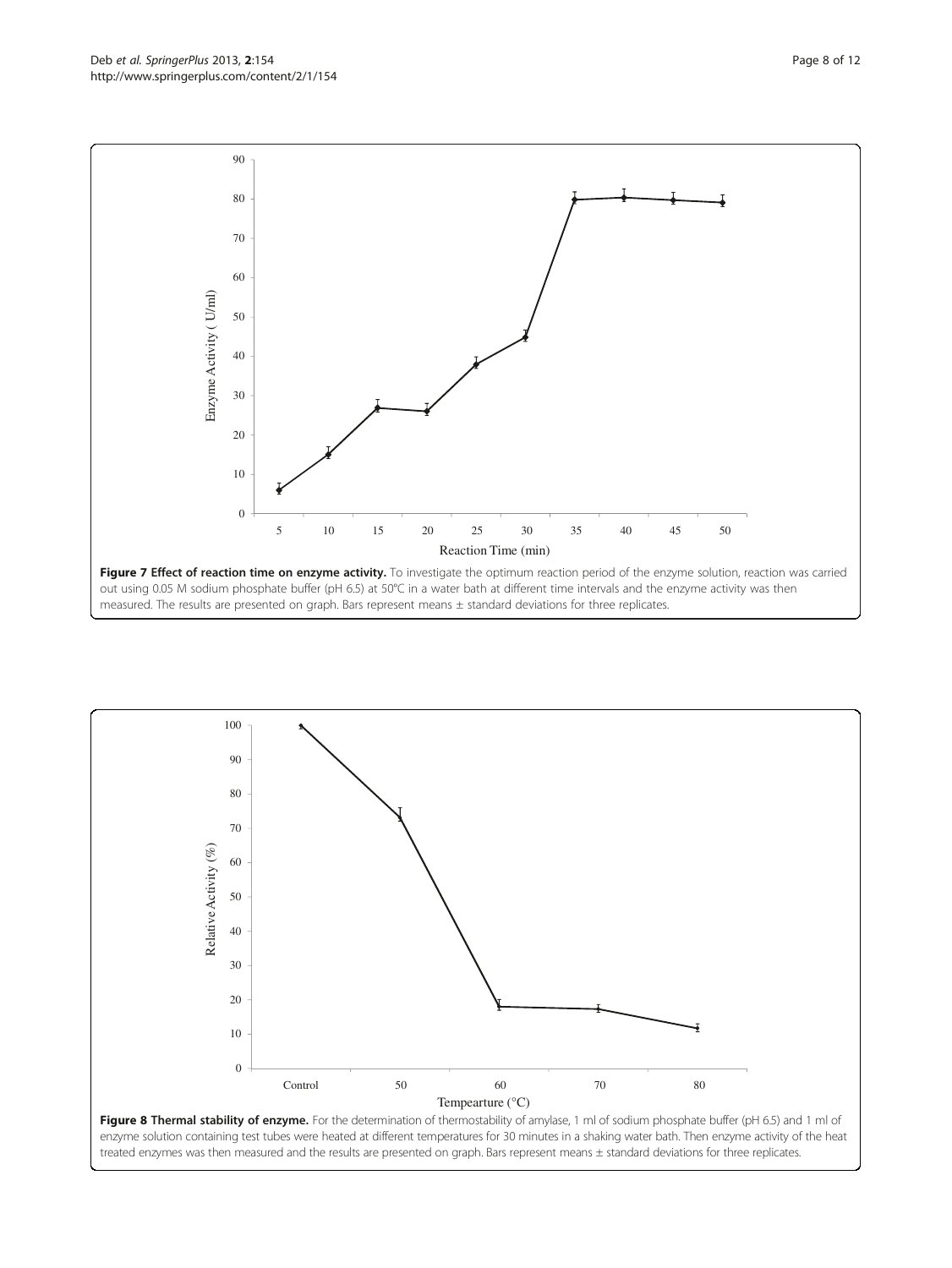**Figure 7 Effect of reaction time on enzyme activity.** To investigate the optimum reaction period of the enzyme solution, reaction was carried out using 0.05 M sodium phosphate buffer (pH 6.5) at 50°C in a water bath at different time intervals and the enzyme activity was then measured. The results are presented on graph. Bars represent means ± standard deviations for three replicates.

**Figure 8 Thermal stability of enzyme.** For the determination of thermostability of amylase, 1 ml of sodium phosphate buffer (pH 6.5) and 1 ml of enzyme solution containing test tubes were heated at different temperatures for 30 minutes in a shaking water bath. Then enzyme activity of the heat treated enzymes was then measured and the results are presented on graph. Bars represent means ± standard deviations for three replicates.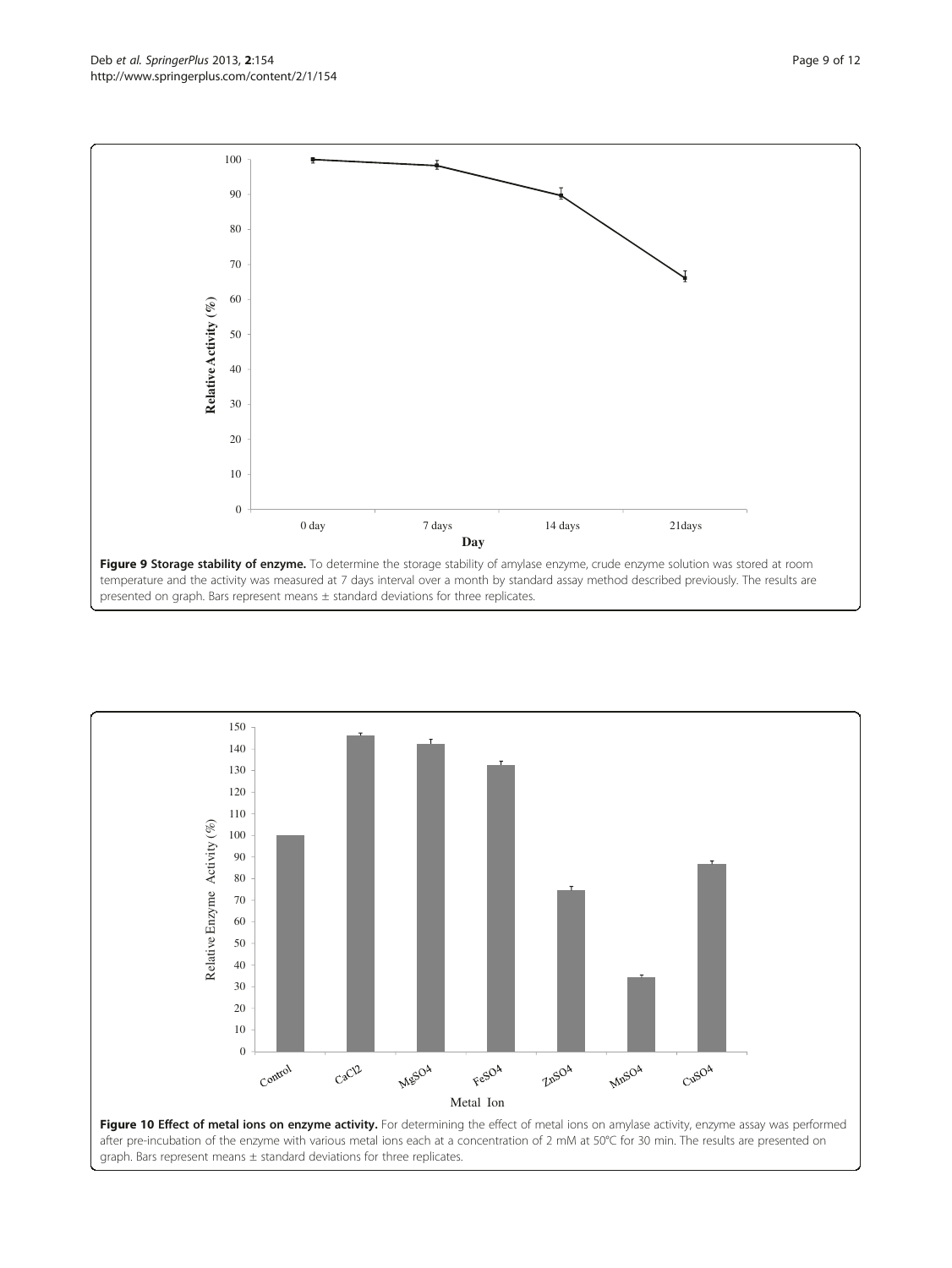**Figure 9 Storage stability of enzyme.** To determine the storage stability of amylase enzyme, crude enzyme solution was stored at room temperature and the activity was measured at 7 days interval over a month by standard assay method described previously. The results are presented on graph. Bars represent means ± standard deviations for three replicates.

**Figure 10 Effect of metal ions on enzyme activity.** For determining the effect of metal ions on amylase activity, enzyme assay was performed after pre-incubation of the enzyme with various metal ions each at a concentration of 2 mM at 50°C for 30 min. The results are presented on graph. Bars represent means ± standard deviations for three replicates.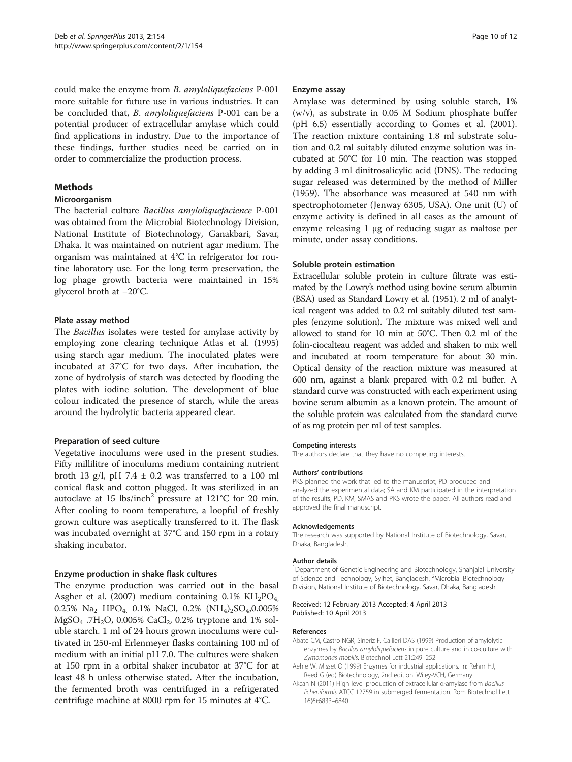could make the enzyme from *B. amyloliquefaciens* P-001 more suitable for future use in various industries. It can be concluded that, *B. amyloliquefaciens* P-001 can be a potential producer of extracellular amylase which could find applications in industry. Due to the importance of these findings, further studies need be carried on in order to commercialize the production process.

## Methods

### Microorganism

The bacterial culture *Bacillus amyloliquefacience* P-001 was obtained from the Microbial Biotechnology Division, National Institute of Biotechnology, Ganakbari, Savar, Dhaka. It was maintained on nutrient agar medium. The organism was maintained at 4°C in refrigerator for routine laboratory use. For the long term preservation, the log phage growth bacteria were maintained in 15% glycerol broth at −20°C.

#### Plate assay method

The *Bacillus* isolates were tested for amylase activity by employing zone clearing technique Atlas et al. (1995) using starch agar medium. The inoculated plates were incubated at 37°C for two days. After incubation, the zone of hydrolysis of starch was detected by flooding the plates with iodine solution. The development of blue colour indicated the presence of starch, while the areas around the hydrolytic bacteria appeared clear.

#### Preparation of seed culture

Vegetative inoculums were used in the present studies. Fifty millilitre of inoculums medium containing nutrient broth 13 g/l, pH 7.4 ± 0.2 was transferred to a 100 ml conical flask and cotton plugged. It was sterilized in an autoclave at 15 lbs/inch$^2$ pressure at 121°C for 20 min. After cooling to room temperature, a loopful of freshly grown culture was aseptically transferred to it. The flask was incubated overnight at 37°C and 150 rpm in a rotary shaking incubator.

#### Enzyme production in shake flask cultures

The enzyme production was carried out in the basal Asgher et al. (2007) medium containing 0.1% $KH_2PO_4$, 0.25% $Na_2HPO_4$, 0.1% NaCl, 0.2% $(NH_4)_2SO_4$, 0.005% $MgSO_4 \cdot 7H_2O$, 0.005% $CaCl_2$, 0.2% tryptone and 1% soluble starch. 1 ml of 24 hours grown inoculums were cultivated in 250-ml Erlenmeyer flasks containing 100 ml of medium with an initial pH 7.0. The cultures were shaken at 150 rpm in a orbital shaker incubator at 37°C for at least 48 h unless otherwise stated. After the incubation, the fermented broth was centrifuged in a refrigerated centrifuge machine at 8000 rpm for 15 minutes at 4°C.

#### Enzyme assay

Amylase was determined by using soluble starch, 1% (w/v), as substrate in 0.05 M Sodium phosphate buffer (pH 6.5) essentially according to Gomes et al. (2001). The reaction mixture containing 1.8 ml substrate solution and 0.2 ml suitably diluted enzyme solution was incubated at 50°C for 10 min. The reaction was stopped by adding 3 ml dinitrosalicylic acid (DNS). The reducing sugar released was determined by the method of Miller (1959). The absorbance was measured at 540 nm with spectrophotometer (Jenway 6305, USA). One unit (U) of enzyme activity is defined in all cases as the amount of enzyme releasing 1 μg of reducing sugar as maltose per minute, under assay conditions.

#### Soluble protein estimation

Extracellular soluble protein in culture filtrate was estimated by the Lowry's method using bovine serum albumin (BSA) used as Standard Lowry et al. (1951). 2 ml of analytical reagent was added to 0.2 ml suitably diluted test samples (enzyme solution). The mixture was mixed well and allowed to stand for 10 min at 50°C. Then 0.2 ml of the folin-ciocalteau reagent was added and shaken to mix well and incubated at room temperature for about 30 min. Optical density of the reaction mixture was measured at 600 nm, against a blank prepared with 0.2 ml buffer. A standard curve was constructed with each experiment using bovine serum albumin as a known protein. The amount of the soluble protein was calculated from the standard curve of as mg protein per ml of test samples.

##### Competing interests

The authors declare that they have no competing interests.

##### Authors' contributions

PKS planned the work that led to the manuscript; PD produced and analyzed the experimental data; SA and KM participated in the interpretation of the results; PD, KM, SMAS and PKS wrote the paper. All authors read and approved the final manuscript.

##### Acknowledgements

The research was supported by National Institute of Biotechnology, Savar, Dhaka, Bangladesh.

##### Author details

[1]Department of Genetic Engineering and Biotechnology, Shahjalal University of Science and Technology, Sylhet, Bangladesh. [2]Microbial Biotechnology Division, National Institute of Biotechnology, Savar, Dhaka, Bangladesh.

Received: 12 February 2013 Accepted: 4 April 2013
Published: 10 April 2013

##### References

Abate CM, Castro NGR, Sineriz F, Callieri DAS (1999) Production of amylolytic enzymes by *Bacillus amyloliquefaciens* in pure culture and in co-culture with *Zymomonas mobilis*. Biotechnol Lett 21:249–252

Aehle W, Misset O (1999) Enzymes for industrial applications. In: Rehm HJ, Reed G (ed) Biotechnology, 2nd edition. Wiley-VCH, Germany

Akcan N (2011) High level production of extracellular α-amylase from *Bacillus licheniformis* ATCC 12759 in submerged fermentation. Rom Biotechnol Lett 16(6):6833–6840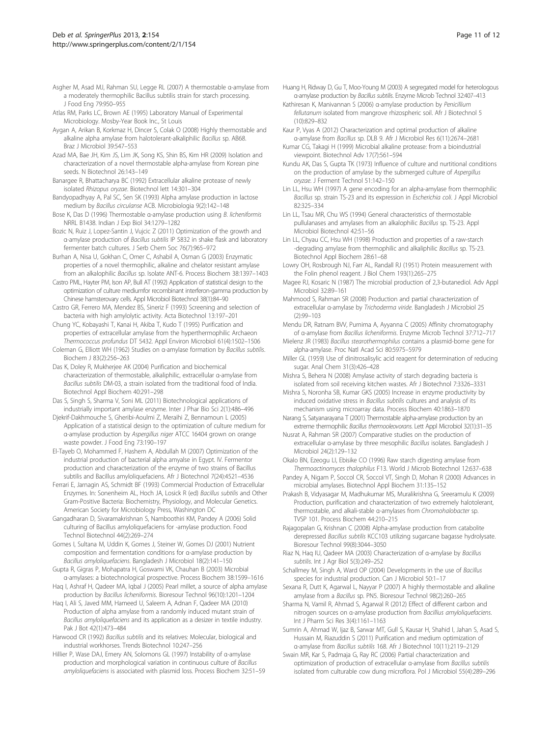Asgher M, Asad MJ, Rahman SU, Legge RL (2007) A thermostable α-amylase from a moderately thermophilic Bacillus subtilis strain for starch processing. J Food Eng 79:950–955

Atlas RM, Parks LC, Brown AE (1995) Laboratory Manual of Experimental Microbiology. Mosby-Year Book Inc., St Louis

Aygan A, Arikan B, Korkmaz H, Dincer S, Colak O (2008) Highly thermostable and alkaline alpha amylase from halotolerant-alkaliphilic *Bacillus* sp. AB68. Braz J Microbiol 39:547–553

Azad MA, Bae JH, Kim JS, Lim JK, Song KS, Shin BS, Kim HR (2009) Isolation and characterization of a novel thermostable alpha-amylase from Korean pine seeds. N Biotechnol 26:143–149

Banargee R, Bhattacharya BC (1992) Extracellular alkaline protease of newly isolated *Rhizopus oryzae*. Biotechnol lett 14:301–304

Bandyopadhyay A, Pal SC, Sen SK (1993) Alpha amylase production in lactose medium by *Bacillus circulanse* ACB. Microbiologia 9(2):142–148

Bose K, Das D (1996) Thermostable α-amylase production using *B. licheniformis* NRRL B1438. Indian J Exp Biol 34:1279–1282

Bozic N, Ruiz J, Lopez-Santin J, Vujcic Z (2011) Optimization of the growth and α-amylase production of *Bacillus subtilis* IP 5832 in shake flask and laboratory fermenter batch cultures. J Serb Chem Soc 76(7):965–972

Burhan A, Nisa U, Gokhan C, Omer C, Ashabil A, Osman G (2003) Enzymatic properties of a novel thermophilic, alkaline and chelator resistant amylase from an alkalophilic *Bacillus* sp. Isolate ANT-6. Process Biochem 38:1397–1403

Castro PML, Hayter PM, Ison AP, Bull AT (1992) Application of statistical design to the optimization of culture mediumfor recombinant interferon-gamma production by Chinese hamsterovary cells. Appl Microbiol Biotechnol 38(1):84–90

Castro GR, Ferrero MA, Mendez BS, Sineriz F (1993) Screening and selection of bacteria with high amylolytic activity. Acta Biotechnol 13:197–201

Chung YC, Kobayashi T, Kanai H, Akiba T, Kudo T (1995) Purification and properties of extracellular amylase from the hyperthermophilic Archaeon *Thermococcus profundus* DT 5432. Appl Environ Microbiol 61(4):1502–1506

Coleman G, Elliott WH (1962) Studies on α-amylase formation by *Bacillus subtilis*. Biochem J 83(2):256–263

Das K, Doley R, Mukherjee AK (2004) Purification and biochemical characterization of thermostable, alkaliphilic, extracellular α-amylase from *Bacillus subtilis* DM-03, a strain isolated from the traditional food of India. Biotechnol Appl Biochem 40:291–298

Das S, Singh S, Sharma V, Soni ML (2011) Biotechnological applications of industrially important amylase enzyme. Inter J Phar Bio Sci 2(1):486–496

Djekrif-Dakhmouche S, Gheribi-Aoulmi Z, Meraihi Z, Bennamoun L (2005) Application of a statistical design to the optimization of culture medium for α-amylase production by *Aspergillus niger* ATCC 16404 grown on orange waste powder. J Food Eng 73:190–197

El-Tayeb O, Mohammed F, Hashem A, Abdullah M (2007) Optimization of the industrial production of bacterial alpha amyalse in Egypt. IV. Fermentor production and characterization of the enzyme of two strains of Bacillus subtilis and Bacillus amyloliquefaciens. Afr J Biotechnol 7(24):4521–4536

Ferrari E, Jarnagin AS, Schmidt BF (1993) Commercial Production of Extracellular Enzymes. In: Sonenheim AL, Hoch JA, Losick R (ed) *Bacillus subtilis* and Other Gram-Positive Bacteria: Biochemistry, Physiology, and Molecular Genetics. American Society for Microbiology Press, Washington DC

Gangadharan D, Sivaramakrishnan S, Namboothiri KM, Pandey A (2006) Solid culturing of Bacillus amyloliquefaciens for -amylase production. Food Technol Biotechnol 44(2):269–274

Gomes I, Sultana M, Uddin K, Gomes J, Steiner W, Gomes DJ (2001) Nutrient composition and fermentation conditions for α-amylase production by *Bacillus amyloliquefaciens*. Bangladesh J Microbiol 18(2):141–150

Gupta R, Gigras P, Mohapatra H, Goswami VK, Chauhan B (2003) Microbial α-amylases: a biotechnological prospective. Process Biochem 38:1599–1616

Haq I, Ashraf H, Qadeer MA, Iqbal J (2005) Pearl millet, a source of alpha amylase production by *Bacillus licheniformis*. Bioresour Technol 96(10):1201–1204

Haq I, Ali S, Javed MM, Hameed U, Saleem A, Adnan F, Qadeer MA (2010) Production of alpha amylase from a randomly induced mutant strain of *Bacillus amyloliquefaciens* and its application as a desizer in textile industry. Pak J Bot 42(1):473–484

Harwood CR (1992) *Bacillus subtilis* and its relatives: Molecular, biological and industrial workhorses. Trends Biotechnol 10:247–256

Hillier P, Wase DAJ, Emery AN, Solomons GL (1997) Instability of α-amylase production and morphological variation in continuous culture of *Bacillus amyloliquefaciens* is associated with plasmid loss. Process Biochem 32:51–59

Huang H, Ridway D, Gu T, Moo-Young M (2003) A segregated model for heterologous α-amylase production by *Bacillus subtilis*. Enzyme Microb Technol 32:407–413

Kathiresan K, Manivannan S (2006) α-amylase production by *Penicillium fellutanum* isolated from mangrove rhizospheric soil. Afr J Biotechnol 5 (10):829–832

Kaur P, Vyas A (2012) Characterization and optimal production of alkaline α-amylase from *Bacillus* sp. DLB 9. Afr J Microbiol Res 6(11):2674–2681

Kumar CG, Takagi H (1999) Microbial alkaline protease: from a bioindustrial viewpoint. Biotechnol Adv 17(7):561–594

Kundu AK, Das S, Gupta TK (1973) Influence of culture and nutritional conditions on the production of amylase by the submerged culture of *Aspergillus oryzae*. J Ferment Technol 51:142–150

Lin LL, Hsu WH (1997) A gene encoding for an alpha-amylase from thermophilic *Bacillus* sp. strain TS-23 and its expression in *Escherichia coli*. J Appl Microbiol 82:325–334

Lin LL, Tsau MR, Chu WS (1994) General characteristics of thermostable pullulanases and amylases from an alkalophilic *Bacillus* sp. TS-23. Appl Microbiol Biotechnol 42:51–56

Lin LL, Chyau CC, Hsu WH (1998) Production and properties of a raw-starch -degrading amylase from thermophilic and alkaliphilic *Bacillus* sp. TS-23. Biotechnol Appl Biochem 28:61–68

Lowry OH, Rosbrough NJ, Farr AL, Randall RJ (1951) Protein measurement with the Folin phenol reagent. J Biol Chem 193(1):265–275

Magee RJ, Kosaric N (1987) The microbial production of 2,3-butanediol. Adv Appl Microbiol 32:89–161

Mahmood S, Rahman SR (2008) Production and partial characterization of extracellular α-amylase by *Trichoderma viride*. Bangladesh J Microbiol 25 (2):99–103

Mendu DR, Ratnam BVV, Purnima A, Ayyanna C (2005) Affinity chromatography of α-amylase from *Bacillus licheniformis*. Enzyme Microb Technol 37:712–717

Mielenz JR (1983) *Bacillus stearothermophilus* contains a plasmid-borne gene for alpha-amylase. Proc Natl Acad Sci 80:5975–5979

Miller GL (1959) Use of dinitrosalisylic acid reagent for determination of reducing sugar. Anal Chem 31(3):426–428

Mishra S, Behera N (2008) Amylase activity of starch degrading bacteria is isolated from soil receiving kitchen wastes. Afr J Biotechnol 7:3326–3331

Mishra S, Noronha SB, Kumar GKS (2005) Increase in enzyme productivity by induced oxidative stress in *Bacillus subtilis* cultures and analysis of its mechanism using microarray data. Process Biochem 40:1863–1870

Narang S, Satyanarayana T (2001) Thermostable alpha-amylase production by an extreme thermophilic *Bacillus thermooleovorans*. Lett Appl Microbiol 32(1):31–35

Nusrat A, Rahman SR (2007) Comparative studies on the production of extracellular α-amylase by three mesophilic *Bacillus* isolates. Bangladesh J Microbiol 24(2):129–132

Okalo BN, Ezeogu LI, Ebisike CO (1996) Raw starch digesting amylase from *Thermoactinomyces thalophilus* F13. World J Microb Biotechnol 12:637–638

Pandey A, Nigam P, Soccol CR, Soccol VT, Singh D, Mohan R (2000) Advances in microbial amylases. Biotechnol Appl Biochem 31:135–152

Prakash B, Vidyasagar M, Madhukumar MS, Muralikrishna G, Sreeramulu K (2009) Production, purification and characterization of two extremely halotolerant, thermostable, and alkali-stable α-amylases from *Chromohalobacter* sp. TVSP 101. Process Biochem 44:210–215

Rajagopalan G, Krishnan C (2008) Alpha-amylase production from catabolite derepressed *Bacillus subtilis* KCC103 utilizing sugarcane bagasse hydrolysate. Bioresour Technol 99(8):3044–3050

Riaz N, Haq IU, Qadeer MA (2003) Characterization of α-amylase by *Bacillus subtilis*. Int J Agr Biol 5(3):249–252

Schallmey M, Singh A, Ward OP (2004) Developments in the use of *Bacillus* species for industrial production. Can J Microbiol 50:1–17

Sexana R, Dutt K, Agarwal L, Nayyar P (2007) A highly thermostable and alkaline amylase from a *Bacillus* sp. PN5. Bioresour Technol 98(2):260–265

Sharma N, Vamil R, Ahmad S, Agarwal R (2012) Effect of different carbon and nitrogen sources on α-amylase production from *Bacillus amyloliquefaciens*. Int J Pharm Sci Res 3(4):1161–1163

Sumrin A, Ahmad W, Ijaz B, Sarwar MT, Gull S, Kausar H, Shahid I, Jahan S, Asad S, Hussain M, Riazuddin S (2011) Purification and medium optimization of α-amylase from *Bacillus subtilis* 168. Afr J Biotechnol 10(11):2119–2129

Swain MR, Kar S, Padmaja G, Ray RC (2006) Partial characterization and optimization of production of extracellular α-amylase from *Bacillus subtilis* isolated from culturable cow dung microflora. Pol J Microbiol 55(4):289–296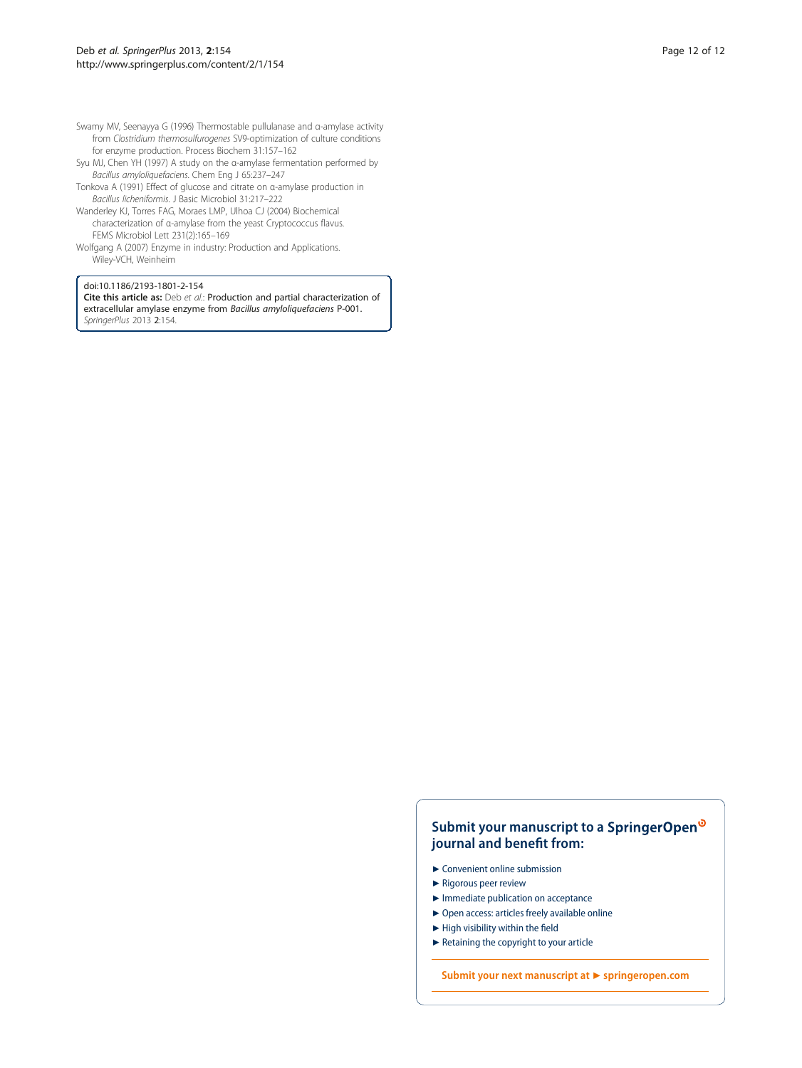Swamy MV, Seenayya G (1996) Thermostable pullulanase and α-amylase activity from *Clostridium thermosulfurogenes* SV9-optimization of culture conditions for enzyme production. Process Biochem 31:157–162

Syu MJ, Chen YH (1997) A study on the α-amylase fermentation performed by *Bacillus amyloliquefaciens*. Chem Eng J 65:237–247

Tonkova A (1991) Effect of glucose and citrate on α-amylase production in *Bacillus licheniformis*. J Basic Microbiol 31:217–222

Wanderley KJ, Torres FAG, Moraes LMP, Ulhoa CJ (2004) Biochemical characterization of α-amylase from the yeast Cryptococcus flavus. FEMS Microbiol Lett 231(2):165–169

Wolfgang A (2007) Enzyme in industry: Production and Applications. Wiley-VCH, Weinheim

doi:10.1186/2193-1801-2-154

**Cite this article as:** Deb *et al.*: Production and partial characterization of extracellular amylase enzyme from *Bacillus amyloliquefaciens* P-001. *SpringerPlus* 2013 **2**:154.

**Submit your manuscript to a SpringerOpen journal and benefit from:**

- ► Convenient online submission
- ► Rigorous peer review
- ► Immediate publication on acceptance
- ► Open access: articles freely available online
- ► High visibility within the field
- ► Retaining the copyright to your article

**Submit your next manuscript at ► springeropen.com**